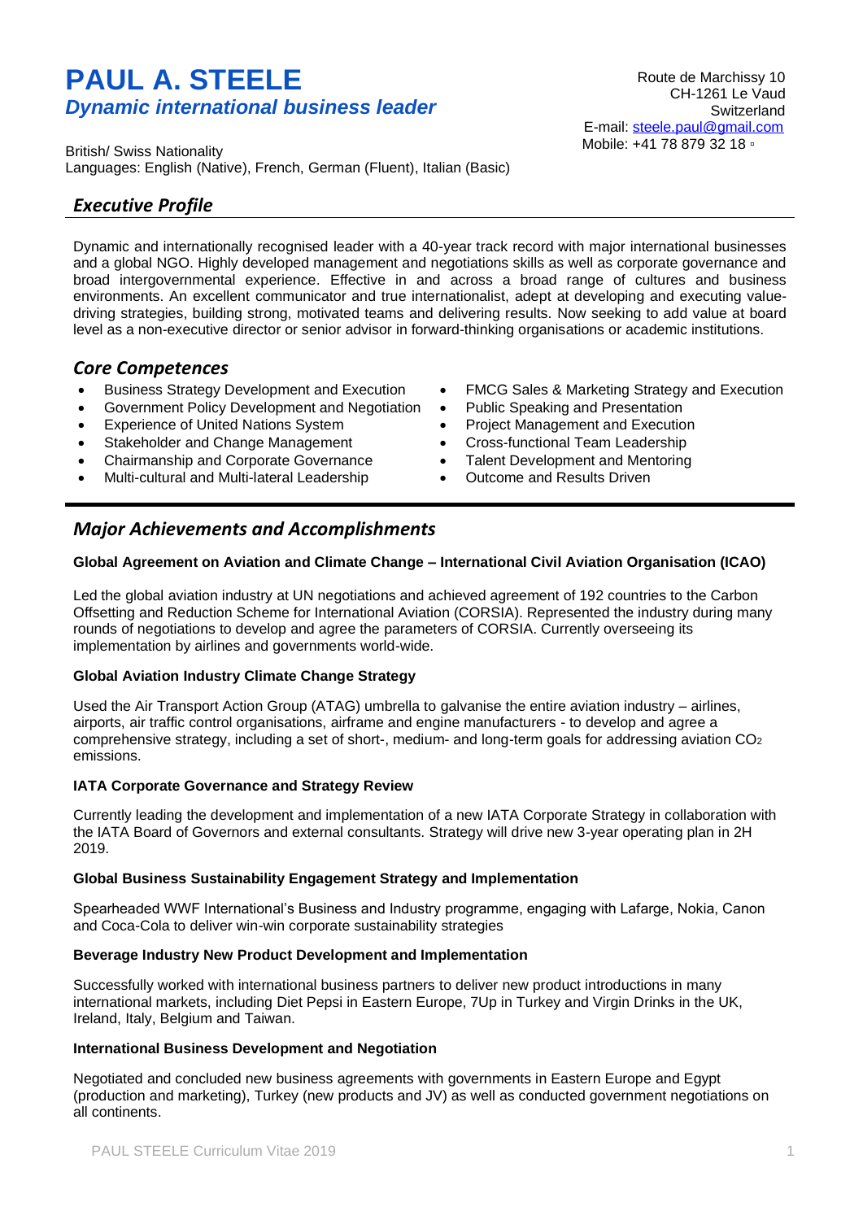# PAUL A. STEELE

***Dynamic international business leader***

Route de Marchissy 10
CH-1261 Le Vaud
Switzerland
E-mail: steele.paul@gmail.com
Mobile: +41 78 879 32 18

British/ Swiss Nationality
Languages: English (Native), French, German (Fluent), Italian (Basic)

## *Executive Profile*

Dynamic and internationally recognised leader with a 40-year track record with major international businesses and a global NGO. Highly developed management and negotiations skills as well as corporate governance and broad intergovernmental experience. Effective in and across a broad range of cultures and business environments. An excellent communicator and true internationalist, adept at developing and executing value-driving strategies, building strong, motivated teams and delivering results. Now seeking to add value at board level as a non-executive director or senior advisor in forward-thinking organisations or academic institutions.

## *Core Competences*

- Business Strategy Development and Execution
- Government Policy Development and Negotiation
- Experience of United Nations System
- Stakeholder and Change Management
- Chairmanship and Corporate Governance
- Multi-cultural and Multi-lateral Leadership
- FMCG Sales & Marketing Strategy and Execution
- Public Speaking and Presentation
- Project Management and Execution
- Cross-functional Team Leadership
- Talent Development and Mentoring
- Outcome and Results Driven

## *Major Achievements and Accomplishments*

**Global Agreement on Aviation and Climate Change – International Civil Aviation Organisation (ICAO)**

Led the global aviation industry at UN negotiations and achieved agreement of 192 countries to the Carbon Offsetting and Reduction Scheme for International Aviation (CORSIA). Represented the industry during many rounds of negotiations to develop and agree the parameters of CORSIA. Currently overseeing its implementation by airlines and governments world-wide.

**Global Aviation Industry Climate Change Strategy**

Used the Air Transport Action Group (ATAG) umbrella to galvanise the entire aviation industry – airlines, airports, air traffic control organisations, airframe and engine manufacturers - to develop and agree a comprehensive strategy, including a set of short-, medium- and long-term goals for addressing aviation $CO_2$ emissions.

**IATA Corporate Governance and Strategy Review**

Currently leading the development and implementation of a new IATA Corporate Strategy in collaboration with the IATA Board of Governors and external consultants. Strategy will drive new 3-year operating plan in 2H 2019.

**Global Business Sustainability Engagement Strategy and Implementation**

Spearheaded WWF International's Business and Industry programme, engaging with Lafarge, Nokia, Canon and Coca-Cola to deliver win-win corporate sustainability strategies

**Beverage Industry New Product Development and Implementation**

Successfully worked with international business partners to deliver new product introductions in many international markets, including Diet Pepsi in Eastern Europe, 7Up in Turkey and Virgin Drinks in the UK, Ireland, Italy, Belgium and Taiwan.

**International Business Development and Negotiation**

Negotiated and concluded new business agreements with governments in Eastern Europe and Egypt (production and marketing), Turkey (new products and JV) as well as conducted government negotiations on all continents.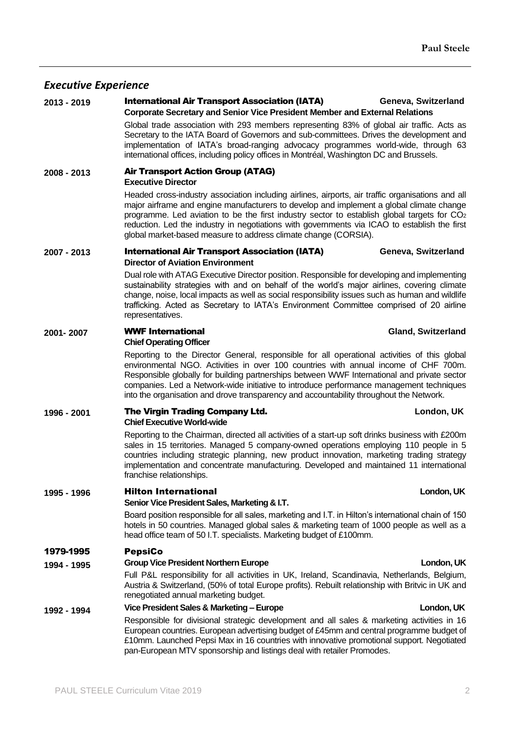## *Executive Experience*

**2013 - 2019** — **International Air Transport Association (IATA)** — **Geneva, Switzerland**
**Corporate Secretary and Senior Vice President Member and External Relations**

Global trade association with 293 members representing 83% of global air traffic. Acts as Secretary to the IATA Board of Governors and sub-committees. Drives the development and implementation of IATA's broad-ranging advocacy programmes world-wide, through 63 international offices, including policy offices in Montréal, Washington DC and Brussels.

**2008 - 2013** — **Air Transport Action Group (ATAG)**
**Executive Director**

Headed cross-industry association including airlines, airports, air traffic organisations and all major airframe and engine manufacturers to develop and implement a global climate change programme. Led aviation to be the first industry sector to establish global targets for $CO_2$ reduction. Led the industry in negotiations with governments via ICAO to establish the first global market-based measure to address climate change (CORSIA).

**2007 - 2013** — **International Air Transport Association (IATA)** — **Geneva, Switzerland**
**Director of Aviation Environment**

Dual role with ATAG Executive Director position. Responsible for developing and implementing sustainability strategies with and on behalf of the world's major airlines, covering climate change, noise, local impacts as well as social responsibility issues such as human and wildlife trafficking. Acted as Secretary to IATA's Environment Committee comprised of 20 airline representatives.

**2001- 2007** — **WWF International** — **Gland, Switzerland**
**Chief Operating Officer**

Reporting to the Director General, responsible for all operational activities of this global environmental NGO. Activities in over 100 countries with annual income of CHF 700m. Responsible globally for building partnerships between WWF International and private sector companies. Led a Network-wide initiative to introduce performance management techniques into the organisation and drove transparency and accountability throughout the Network.

**1996 - 2001** — **The Virgin Trading Company Ltd.** — **London, UK**
**Chief Executive World-wide**

Reporting to the Chairman, directed all activities of a start-up soft drinks business with £200m sales in 15 territories. Managed 5 company-owned operations employing 110 people in 5 countries including strategic planning, new product innovation, marketing trading strategy implementation and concentrate manufacturing. Developed and maintained 11 international franchise relationships.

**1995 - 1996** — **Hilton International** — **London, UK**
**Senior Vice President Sales, Marketing & I.T.**

Board position responsible for all sales, marketing and I.T. in Hilton's international chain of 150 hotels in 50 countries. Managed global sales & marketing team of 1000 people as well as a head office team of 50 I.T. specialists. Marketing budget of £100mm.

**1979-1995** — **PepsiCo**

**1994 - 1995** — **Group Vice President Northern Europe** — **London, UK**

Full P&L responsibility for all activities in UK, Ireland, Scandinavia, Netherlands, Belgium, Austria & Switzerland, (50% of total Europe profits). Rebuilt relationship with Britvic in UK and renegotiated annual marketing budget.

**1992 - 1994** — **Vice President Sales & Marketing – Europe** — **London, UK**

Responsible for divisional strategic development and all sales & marketing activities in 16 European countries. European advertising budget of £45mm and central programme budget of £10mm. Launched Pepsi Max in 16 countries with innovative promotional support. Negotiated pan-European MTV sponsorship and listings deal with retailer Promodes.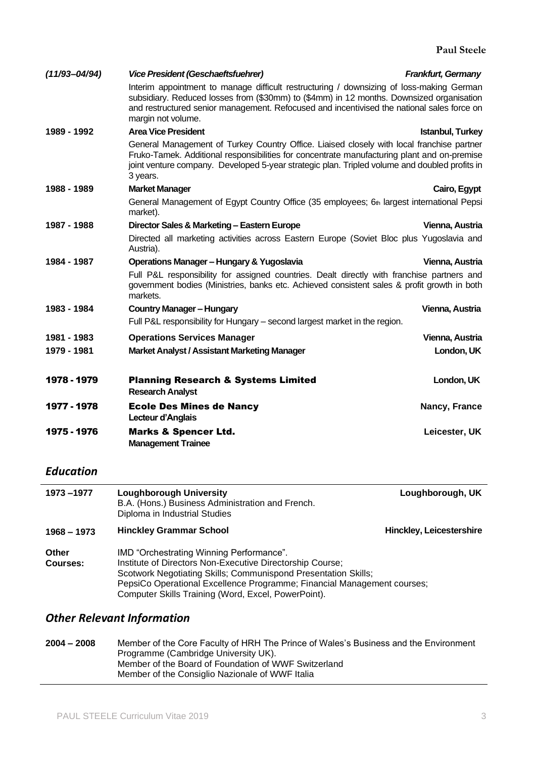**(11/93–04/94)** ***Vice President (Geschaeftsfuehrer)*** ***Frankfurt, Germany***

Interim appointment to manage difficult restructuring / downsizing of loss-making German subsidiary. Reduced losses from ($30mm) to ($4mm) in 12 months. Downsized organisation and restructured senior management. Refocused and incentivised the national sales force on margin not volume.

**1989 - 1992** **Area Vice President** **Istanbul, Turkey**

General Management of Turkey Country Office. Liaised closely with local franchise partner Fruko-Tamek. Additional responsibilities for concentrate manufacturing plant and on-premise joint venture company. Developed 5-year strategic plan. Tripled volume and doubled profits in 3 years.

**1988 - 1989** **Market Manager** **Cairo, Egypt**

General Management of Egypt Country Office (35 employees; 6th largest international Pepsi market).

**1987 - 1988** **Director Sales & Marketing – Eastern Europe** **Vienna, Austria**

Directed all marketing activities across Eastern Europe (Soviet Bloc plus Yugoslavia and Austria).

**1984 - 1987** **Operations Manager – Hungary & Yugoslavia** **Vienna, Austria**

Full P&L responsibility for assigned countries. Dealt directly with franchise partners and government bodies (Ministries, banks etc. Achieved consistent sales & profit growth in both markets.

**1983 - 1984** **Country Manager – Hungary** **Vienna, Austria**

Full P&L responsibility for Hungary – second largest market in the region.

**1981 - 1983** **Operations Services Manager** **Vienna, Austria**

**1979 - 1981** **Market Analyst / Assistant Marketing Manager** **London, UK**

**1978 - 1979** **Planning Research & Systems Limited** **London, UK**
**Research Analyst**

**1977 - 1978** **Ecole Des Mines de Nancy** **Nancy, France**
**Lecteur d'Anglais**

**1975 - 1976** **Marks & Spencer Ltd.** **Leicester, UK**
**Management Trainee**

## *Education*

**1973 –1977** **Loughborough University** **Loughborough, UK**
B.A. (Hons.) Business Administration and French.
Diploma in Industrial Studies

**1968 – 1973** **Hinckley Grammar School** **Hinckley, Leicestershire**

**Other Courses:**
IMD "Orchestrating Winning Performance".
Institute of Directors Non-Executive Directorship Course;
Scotwork Negotiating Skills; Communispond Presentation Skills;
PepsiCo Operational Excellence Programme; Financial Management courses;
Computer Skills Training (Word, Excel, PowerPoint).

## *Other Relevant Information*

**2004 – 2008**
Member of the Core Faculty of HRH The Prince of Wales's Business and the Environment Programme (Cambridge University UK).
Member of the Board of Foundation of WWF Switzerland
Member of the Consiglio Nazionale of WWF Italia